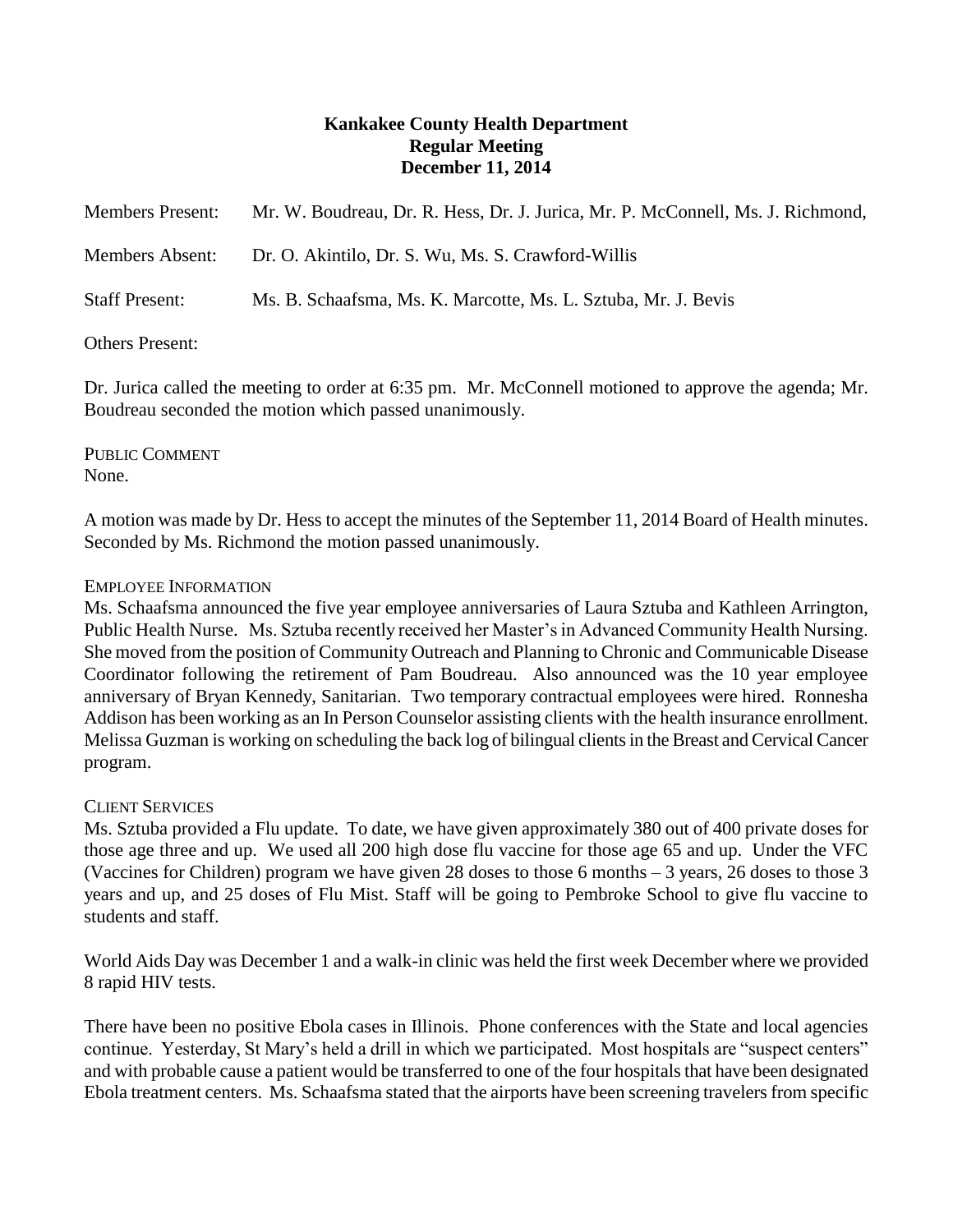**Kankakee County Health Department**
**Regular Meeting**
**December 11, 2014**

Members Present: Mr. W. Boudreau, Dr. R. Hess, Dr. J. Jurica, Mr. P. McConnell, Ms. J. Richmond,

Members Absent: Dr. O. Akintilo, Dr. S. Wu, Ms. S. Crawford-Willis

Staff Present: Ms. B. Schaafsma, Ms. K. Marcotte, Ms. L. Sztuba, Mr. J. Bevis

Others Present:

Dr. Jurica called the meeting to order at 6:35 pm. Mr. McConnell motioned to approve the agenda; Mr. Boudreau seconded the motion which passed unanimously.

PUBLIC COMMENT
None.

A motion was made by Dr. Hess to accept the minutes of the September 11, 2014 Board of Health minutes. Seconded by Ms. Richmond the motion passed unanimously.

EMPLOYEE INFORMATION
Ms. Schaafsma announced the five year employee anniversaries of Laura Sztuba and Kathleen Arrington, Public Health Nurse. Ms. Sztuba recently received her Master's in Advanced Community Health Nursing. She moved from the position of Community Outreach and Planning to Chronic and Communicable Disease Coordinator following the retirement of Pam Boudreau. Also announced was the 10 year employee anniversary of Bryan Kennedy, Sanitarian. Two temporary contractual employees were hired. Ronnesha Addison has been working as an In Person Counselor assisting clients with the health insurance enrollment. Melissa Guzman is working on scheduling the back log of bilingual clients in the Breast and Cervical Cancer program.

CLIENT SERVICES
Ms. Sztuba provided a Flu update. To date, we have given approximately 380 out of 400 private doses for those age three and up. We used all 200 high dose flu vaccine for those age 65 and up. Under the VFC (Vaccines for Children) program we have given 28 doses to those 6 months – 3 years, 26 doses to those 3 years and up, and 25 doses of Flu Mist. Staff will be going to Pembroke School to give flu vaccine to students and staff.

World Aids Day was December 1 and a walk-in clinic was held the first week December where we provided 8 rapid HIV tests.

There have been no positive Ebola cases in Illinois. Phone conferences with the State and local agencies continue. Yesterday, St Mary's held a drill in which we participated. Most hospitals are "suspect centers" and with probable cause a patient would be transferred to one of the four hospitals that have been designated Ebola treatment centers. Ms. Schaafsma stated that the airports have been screening travelers from specific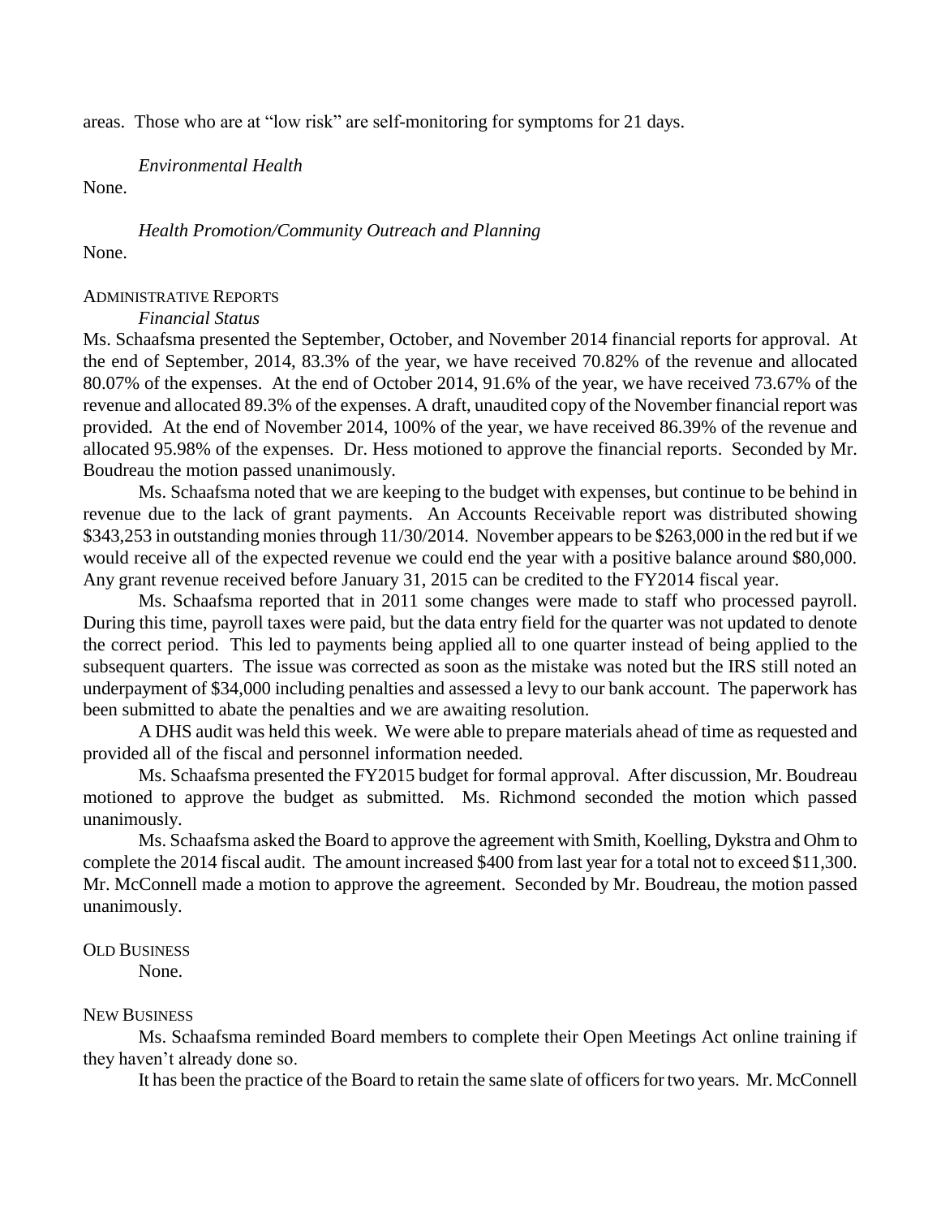areas. Those who are at "low risk" are self-monitoring for symptoms for 21 days.

*Environmental Health*

None.

*Health Promotion/Community Outreach and Planning*

None.

ADMINISTRATIVE REPORTS

*Financial Status*

Ms. Schaafsma presented the September, October, and November 2014 financial reports for approval. At the end of September, 2014, 83.3% of the year, we have received 70.82% of the revenue and allocated 80.07% of the expenses. At the end of October 2014, 91.6% of the year, we have received 73.67% of the revenue and allocated 89.3% of the expenses. A draft, unaudited copy of the November financial report was provided. At the end of November 2014, 100% of the year, we have received 86.39% of the revenue and allocated 95.98% of the expenses. Dr. Hess motioned to approve the financial reports. Seconded by Mr. Boudreau the motion passed unanimously.

Ms. Schaafsma noted that we are keeping to the budget with expenses, but continue to be behind in revenue due to the lack of grant payments. An Accounts Receivable report was distributed showing $343,253 in outstanding monies through 11/30/2014. November appears to be $263,000 in the red but if we would receive all of the expected revenue we could end the year with a positive balance around $80,000. Any grant revenue received before January 31, 2015 can be credited to the FY2014 fiscal year.

Ms. Schaafsma reported that in 2011 some changes were made to staff who processed payroll. During this time, payroll taxes were paid, but the data entry field for the quarter was not updated to denote the correct period. This led to payments being applied all to one quarter instead of being applied to the subsequent quarters. The issue was corrected as soon as the mistake was noted but the IRS still noted an underpayment of $34,000 including penalties and assessed a levy to our bank account. The paperwork has been submitted to abate the penalties and we are awaiting resolution.

A DHS audit was held this week. We were able to prepare materials ahead of time as requested and provided all of the fiscal and personnel information needed.

Ms. Schaafsma presented the FY2015 budget for formal approval. After discussion, Mr. Boudreau motioned to approve the budget as submitted. Ms. Richmond seconded the motion which passed unanimously.

Ms. Schaafsma asked the Board to approve the agreement with Smith, Koelling, Dykstra and Ohm to complete the 2014 fiscal audit. The amount increased $400 from last year for a total not to exceed $11,300. Mr. McConnell made a motion to approve the agreement. Seconded by Mr. Boudreau, the motion passed unanimously.

OLD BUSINESS

None.

NEW BUSINESS

Ms. Schaafsma reminded Board members to complete their Open Meetings Act online training if they haven't already done so.

It has been the practice of the Board to retain the same slate of officers for two years. Mr. McConnell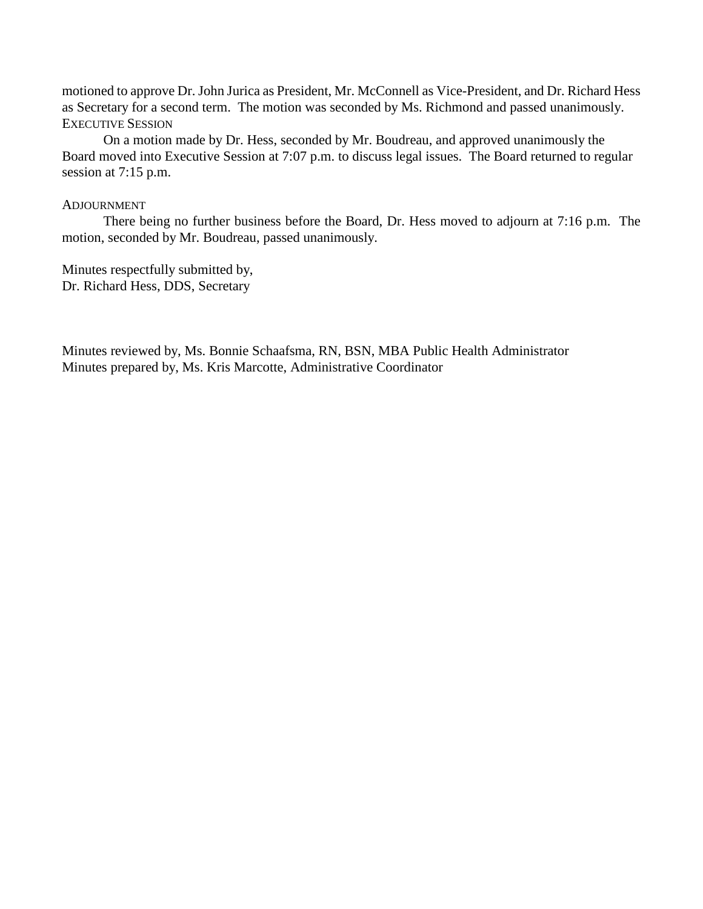motioned to approve Dr. John Jurica as President, Mr. McConnell as Vice-President, and Dr. Richard Hess as Secretary for a second term. The motion was seconded by Ms. Richmond and passed unanimously.

### Executive Session

On a motion made by Dr. Hess, seconded by Mr. Boudreau, and approved unanimously the Board moved into Executive Session at 7:07 p.m. to discuss legal issues. The Board returned to regular session at 7:15 p.m.

### Adjournment

There being no further business before the Board, Dr. Hess moved to adjourn at 7:16 p.m. The motion, seconded by Mr. Boudreau, passed unanimously.

Minutes respectfully submitted by,  
Dr. Richard Hess, DDS, Secretary

Minutes reviewed by, Ms. Bonnie Schaafsma, RN, BSN, MBA Public Health Administrator  
Minutes prepared by, Ms. Kris Marcotte, Administrative Coordinator